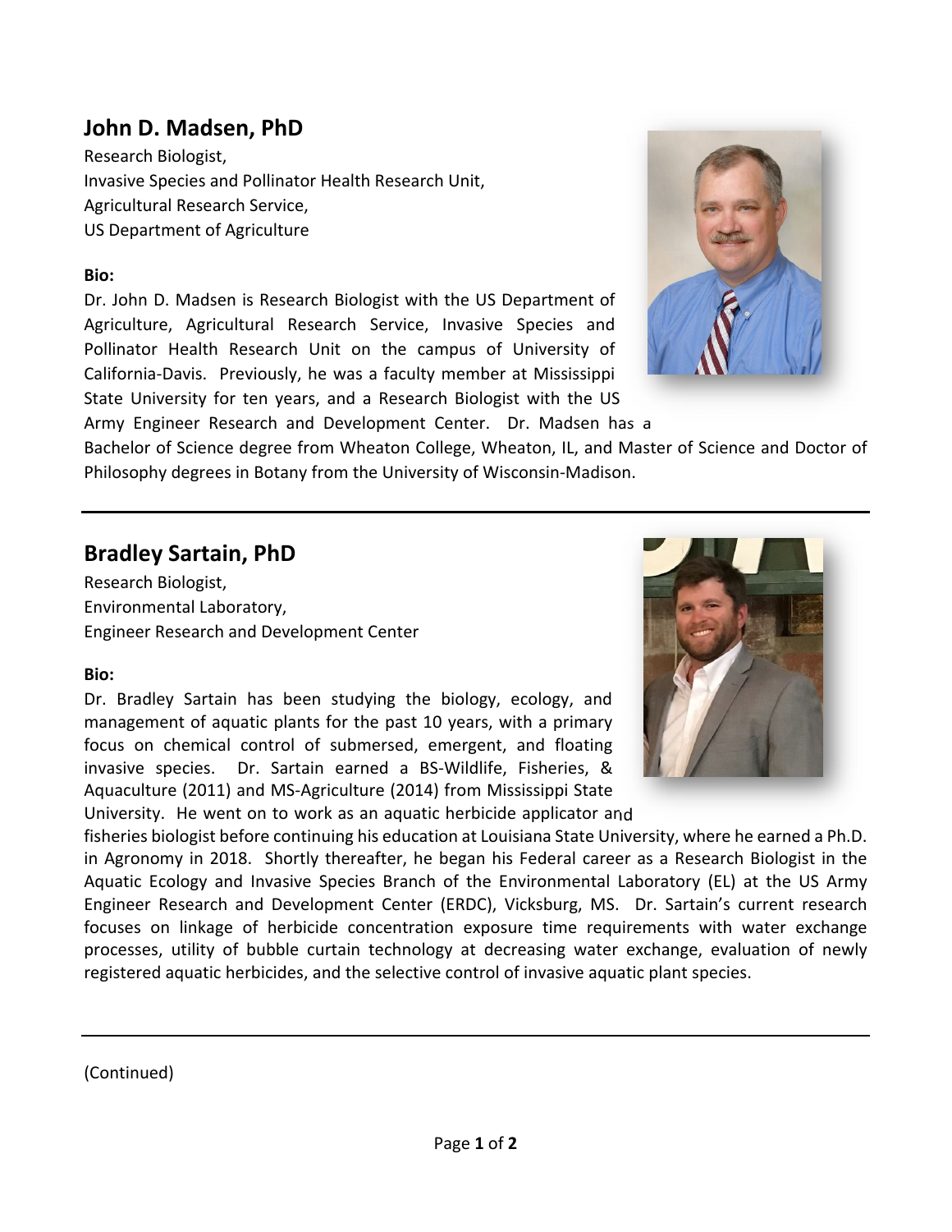## John D. Madsen, PhD

Research Biologist,
Invasive Species and Pollinator Health Research Unit,
Agricultural Research Service,
US Department of Agriculture

**Bio:**

Dr. John D. Madsen is Research Biologist with the US Department of Agriculture, Agricultural Research Service, Invasive Species and Pollinator Health Research Unit on the campus of University of California-Davis. Previously, he was a faculty member at Mississippi State University for ten years, and a Research Biologist with the US Army Engineer Research and Development Center. Dr. Madsen has a Bachelor of Science degree from Wheaton College, Wheaton, IL, and Master of Science and Doctor of Philosophy degrees in Botany from the University of Wisconsin-Madison.

---

## Bradley Sartain, PhD

Research Biologist,
Environmental Laboratory,
Engineer Research and Development Center

**Bio:**

Dr. Bradley Sartain has been studying the biology, ecology, and management of aquatic plants for the past 10 years, with a primary focus on chemical control of submersed, emergent, and floating invasive species. Dr. Sartain earned a BS-Wildlife, Fisheries, & Aquaculture (2011) and MS-Agriculture (2014) from Mississippi State University. He went on to work as an aquatic herbicide applicator and fisheries biologist before continuing his education at Louisiana State University, where he earned a Ph.D. in Agronomy in 2018. Shortly thereafter, he began his Federal career as a Research Biologist in the Aquatic Ecology and Invasive Species Branch of the Environmental Laboratory (EL) at the US Army Engineer Research and Development Center (ERDC), Vicksburg, MS. Dr. Sartain's current research focuses on linkage of herbicide concentration exposure time requirements with water exchange processes, utility of bubble curtain technology at decreasing water exchange, evaluation of newly registered aquatic herbicides, and the selective control of invasive aquatic plant species.

---

(Continued)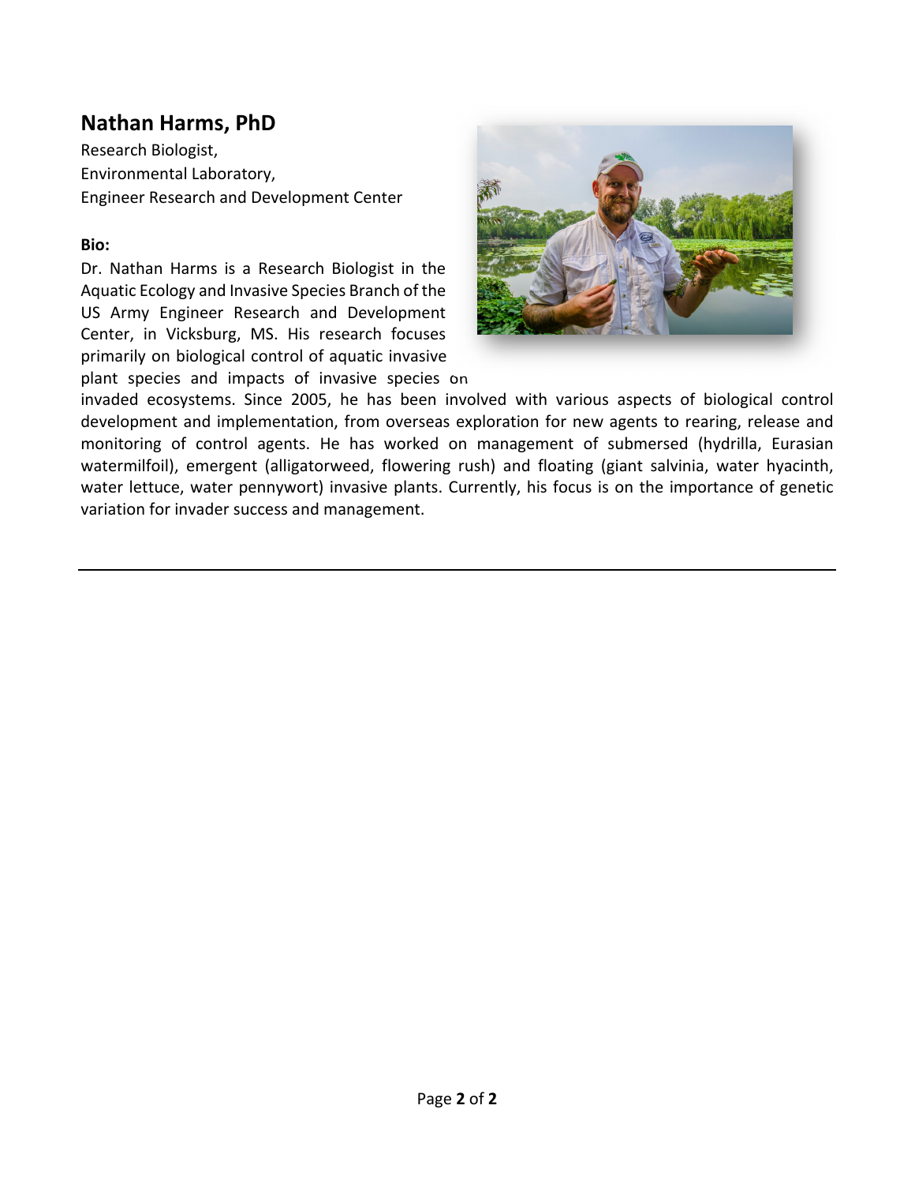## Nathan Harms, PhD

Research Biologist,
Environmental Laboratory,
Engineer Research and Development Center

**Bio:**

Dr. Nathan Harms is a Research Biologist in the Aquatic Ecology and Invasive Species Branch of the US Army Engineer Research and Development Center, in Vicksburg, MS. His research focuses primarily on biological control of aquatic invasive plant species and impacts of invasive species on invaded ecosystems. Since 2005, he has been involved with various aspects of biological control development and implementation, from overseas exploration for new agents to rearing, release and monitoring of control agents. He has worked on management of submersed (hydrilla, Eurasian watermilfoil), emergent (alligatorweed, flowering rush) and floating (giant salvinia, water hyacinth, water lettuce, water pennywort) invasive plants. Currently, his focus is on the importance of genetic variation for invader success and management.

---